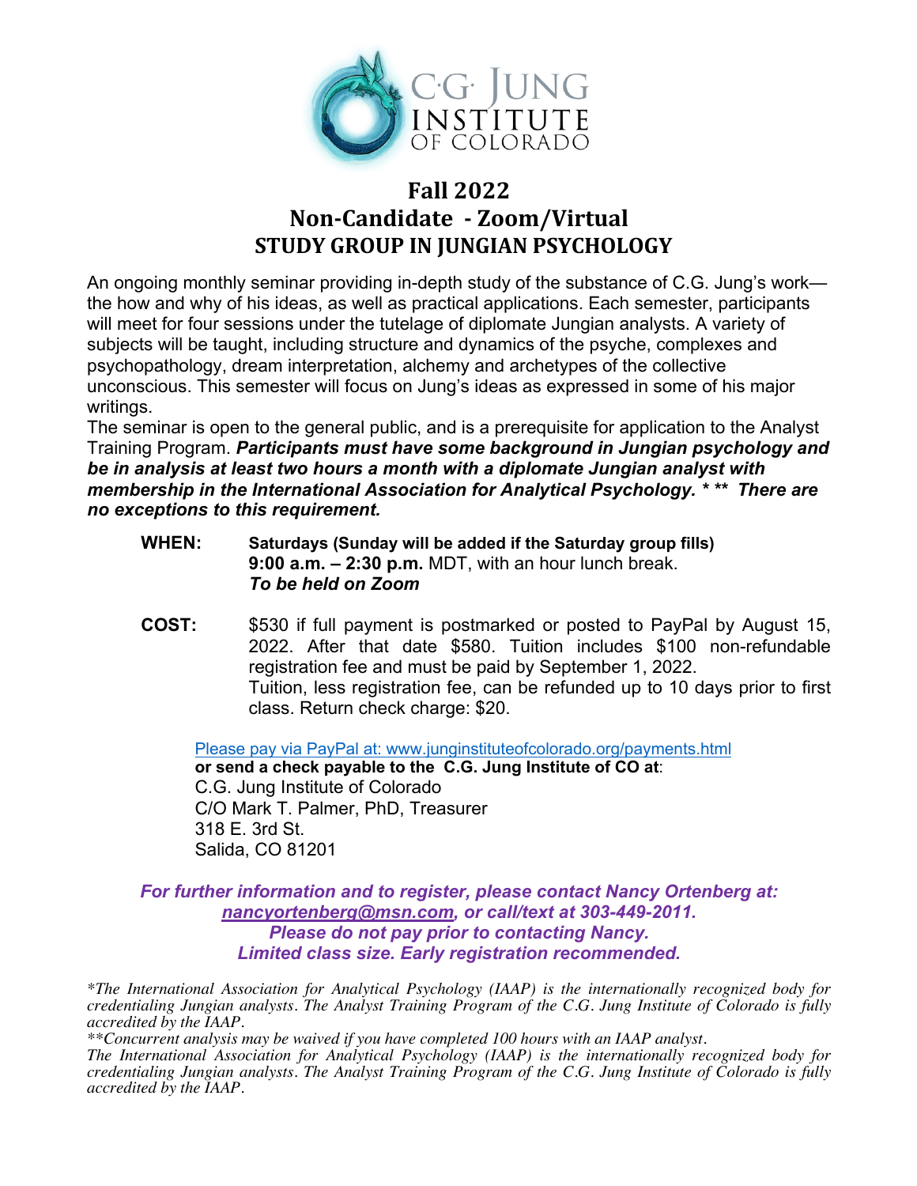C.G. JUNG INSTITUTE OF COLORADO

# Fall 2022
# Non-Candidate - Zoom/Virtual
# STUDY GROUP IN JUNGIAN PSYCHOLOGY

An ongoing monthly seminar providing in-depth study of the substance of C.G. Jung's work—the how and why of his ideas, as well as practical applications. Each semester, participants will meet for four sessions under the tutelage of diplomate Jungian analysts. A variety of subjects will be taught, including structure and dynamics of the psyche, complexes and psychopathology, dream interpretation, alchemy and archetypes of the collective unconscious. This semester will focus on Jung's ideas as expressed in some of his major writings.

The seminar is open to the general public, and is a prerequisite for application to the Analyst Training Program. ***Participants must have some background in Jungian psychology and be in analysis at least two hours a month with a diplomate Jungian analyst with membership in the International Association for Analytical Psychology. * ** There are no exceptions to this requirement.***

**WHEN:** **Saturdays (Sunday will be added if the Saturday group fills)**
**9:00 a.m. – 2:30 p.m.** MDT, with an hour lunch break.
***To be held on Zoom***

**COST:** $530 if full payment is postmarked or posted to PayPal by August 15, 2022. After that date $580. Tuition includes $100 non-refundable registration fee and must be paid by September 1, 2022.
Tuition, less registration fee, can be refunded up to 10 days prior to first class. Return check charge: $20.

Please pay via PayPal at: www.junginstituteofcolorado.org/payments.html
**or send a check payable to the C.G. Jung Institute of CO at**:
C.G. Jung Institute of Colorado
C/O Mark T. Palmer, PhD, Treasurer
318 E. 3rd St.
Salida, CO 81201

***For further information and to register, please contact Nancy Ortenberg at: nancyortenberg@msn.com, or call/text at 303-449-2011.***
***Please do not pay prior to contacting Nancy.***
***Limited class size. Early registration recommended.***

*\*The International Association for Analytical Psychology (IAAP) is the internationally recognized body for credentialing Jungian analysts. The Analyst Training Program of the C.G. Jung Institute of Colorado is fully accredited by the IAAP.*

*\*\*Concurrent analysis may be waived if you have completed 100 hours with an IAAP analyst.*

*The International Association for Analytical Psychology (IAAP) is the internationally recognized body for credentialing Jungian analysts. The Analyst Training Program of the C.G. Jung Institute of Colorado is fully accredited by the IAAP.*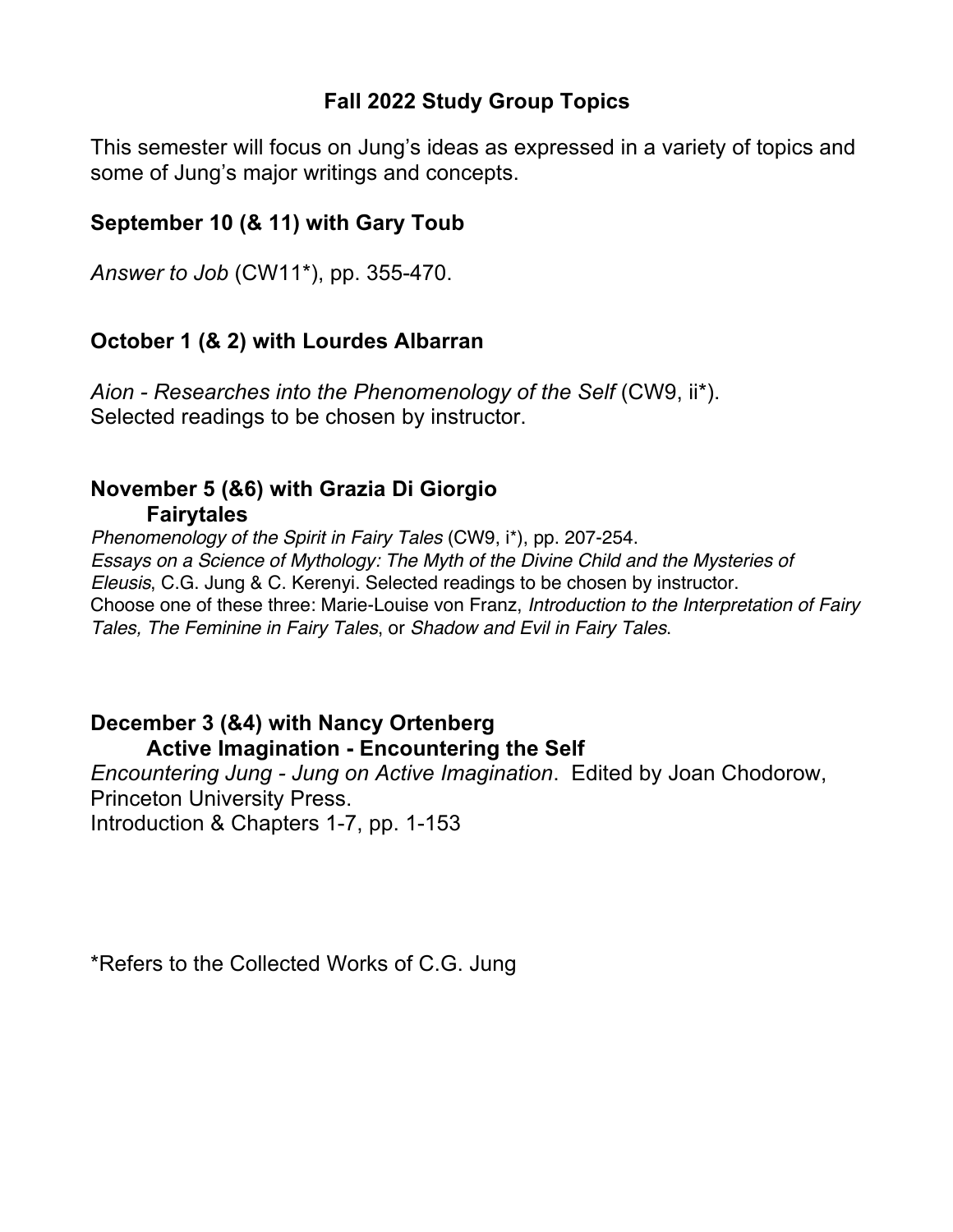## Fall 2022 Study Group Topics

This semester will focus on Jung's ideas as expressed in a variety of topics and some of Jung's major writings and concepts.

### September 10 (& 11) with Gary Toub

*Answer to Job* (CW11*), pp. 355-470.

### October 1 (& 2) with Lourdes Albarran

*Aion - Researches into the Phenomenology of the Self* (CW9, ii*).
Selected readings to be chosen by instructor.

### November 5 (&6) with Grazia Di Giorgio

#### Fairytales

*Phenomenology of the Spirit in Fairy Tales* (CW9, i*), pp. 207-254.
*Essays on a Science of Mythology: The Myth of the Divine Child and the Mysteries of Eleusis*, C.G. Jung & C. Kerenyi. Selected readings to be chosen by instructor.
Choose one of these three: Marie-Louise von Franz, *Introduction to the Interpretation of Fairy Tales, The Feminine in Fairy Tales*, or *Shadow and Evil in Fairy Tales*.

### December 3 (&4) with Nancy Ortenberg

#### Active Imagination - Encountering the Self

*Encountering Jung - Jung on Active Imagination*. Edited by Joan Chodorow, Princeton University Press.
Introduction & Chapters 1-7, pp. 1-153

*Refers to the Collected Works of C.G. Jung